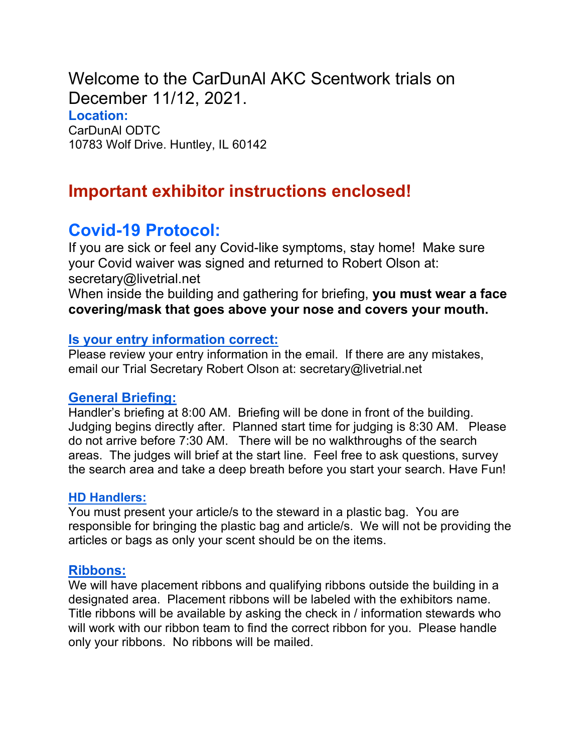# Welcome to the CarDunAl AKC Scentwork trials on December 11/12, 2021.

**Location:**

CarDunAl ODTC
10783 Wolf Drive. Huntley, IL 60142

## Important exhibitor instructions enclosed!

## Covid-19 Protocol:

If you are sick or feel any Covid-like symptoms, stay home! Make sure your Covid waiver was signed and returned to Robert Olson at: secretary@livetrial.net

When inside the building and gathering for briefing, **you must wear a face covering/mask that goes above your nose and covers your mouth.**

### Is your entry information correct:

Please review your entry information in the email. If there are any mistakes, email our Trial Secretary Robert Olson at: secretary@livetrial.net

### General Briefing:

Handler's briefing at 8:00 AM. Briefing will be done in front of the building. Judging begins directly after. Planned start time for judging is 8:30 AM. Please do not arrive before 7:30 AM. There will be no walkthroughs of the search areas. The judges will brief at the start line. Feel free to ask questions, survey the search area and take a deep breath before you start your search. Have Fun!

### HD Handlers:

You must present your article/s to the steward in a plastic bag. You are responsible for bringing the plastic bag and article/s. We will not be providing the articles or bags as only your scent should be on the items.

### Ribbons:

We will have placement ribbons and qualifying ribbons outside the building in a designated area. Placement ribbons will be labeled with the exhibitors name. Title ribbons will be available by asking the check in / information stewards who will work with our ribbon team to find the correct ribbon for you. Please handle only your ribbons. No ribbons will be mailed.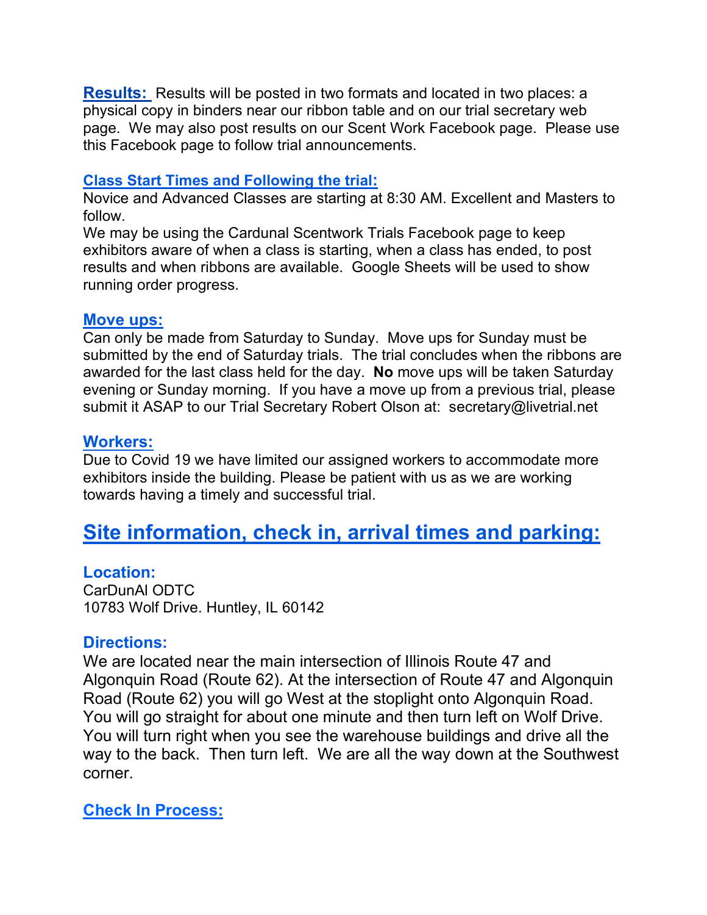**Results:** Results will be posted in two formats and located in two places: a physical copy in binders near our ribbon table and on our trial secretary web page. We may also post results on our Scent Work Facebook page. Please use this Facebook page to follow trial announcements.

**Class Start Times and Following the trial:**

Novice and Advanced Classes are starting at 8:30 AM. Excellent and Masters to follow.

We may be using the Cardunal Scentwork Trials Facebook page to keep exhibitors aware of when a class is starting, when a class has ended, to post results and when ribbons are available. Google Sheets will be used to show running order progress.

**Move ups:**

Can only be made from Saturday to Sunday. Move ups for Sunday must be submitted by the end of Saturday trials. The trial concludes when the ribbons are awarded for the last class held for the day. **No** move ups will be taken Saturday evening or Sunday morning. If you have a move up from a previous trial, please submit it ASAP to our Trial Secretary Robert Olson at: secretary@livetrial.net

**Workers:**

Due to Covid 19 we have limited our assigned workers to accommodate more exhibitors inside the building. Please be patient with us as we are working towards having a timely and successful trial.

## Site information, check in, arrival times and parking:

### Location:

CarDunAl ODTC
10783 Wolf Drive. Huntley, IL 60142

### Directions:

We are located near the main intersection of Illinois Route 47 and Algonquin Road (Route 62). At the intersection of Route 47 and Algonquin Road (Route 62) you will go West at the stoplight onto Algonquin Road. You will go straight for about one minute and then turn left on Wolf Drive. You will turn right when you see the warehouse buildings and drive all the way to the back. Then turn left. We are all the way down at the Southwest corner.

### Check In Process: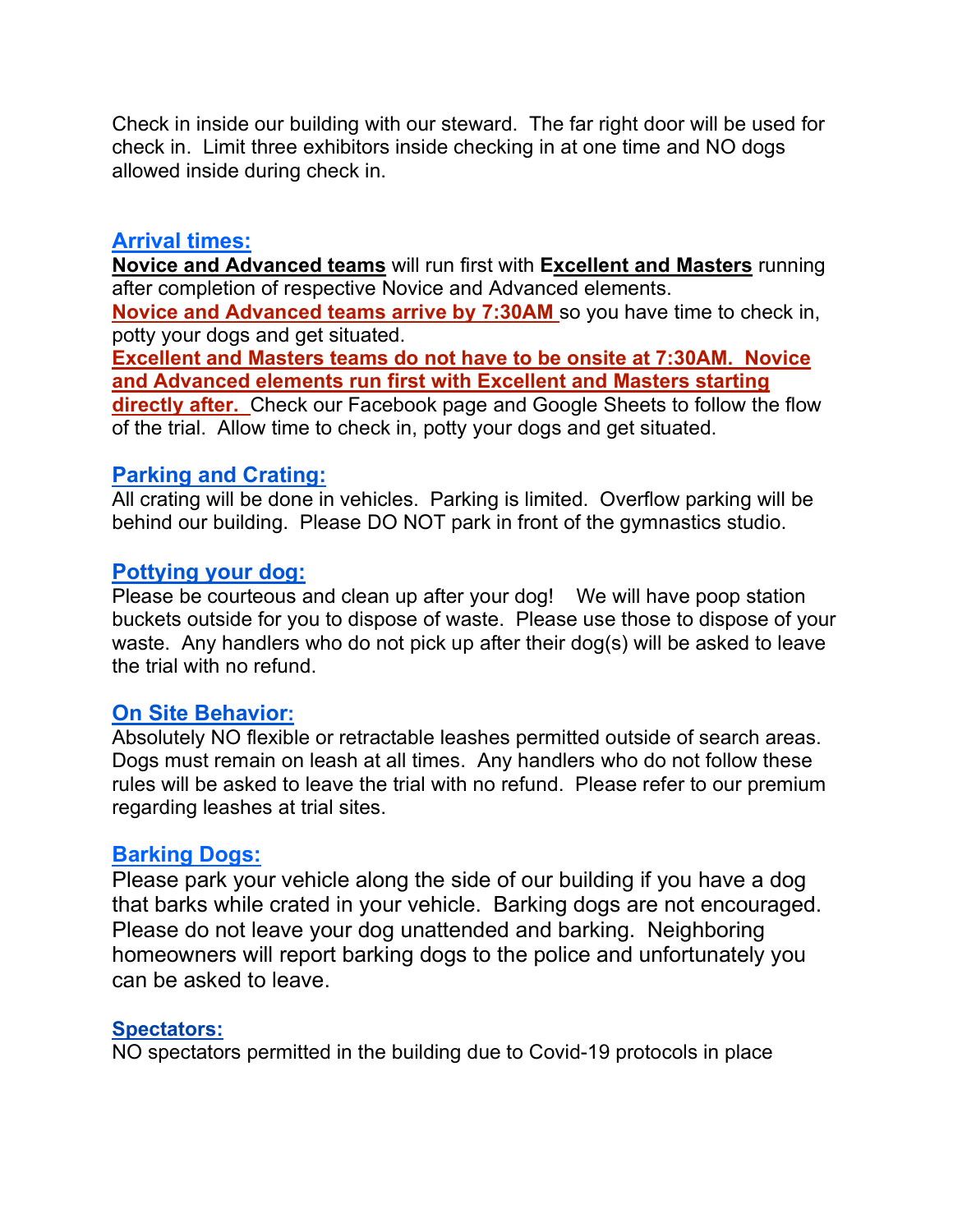Check in inside our building with our steward. The far right door will be used for check in. Limit three exhibitors inside checking in at one time and NO dogs allowed inside during check in.

## Arrival times:

**Novice and Advanced teams** will run first with **Excellent and Masters** running after completion of respective Novice and Advanced elements.

**Novice and Advanced teams arrive by 7:30AM** so you have time to check in, potty your dogs and get situated.

**Excellent and Masters teams do not have to be onsite at 7:30AM. Novice and Advanced elements run first with Excellent and Masters starting directly after.** Check our Facebook page and Google Sheets to follow the flow of the trial. Allow time to check in, potty your dogs and get situated.

## Parking and Crating:

All crating will be done in vehicles. Parking is limited. Overflow parking will be behind our building. Please DO NOT park in front of the gymnastics studio.

## Pottying your dog:

Please be courteous and clean up after your dog! We will have poop station buckets outside for you to dispose of waste. Please use those to dispose of your waste. Any handlers who do not pick up after their dog(s) will be asked to leave the trial with no refund.

## On Site Behavior:

Absolutely NO flexible or retractable leashes permitted outside of search areas. Dogs must remain on leash at all times. Any handlers who do not follow these rules will be asked to leave the trial with no refund. Please refer to our premium regarding leashes at trial sites.

## Barking Dogs:

Please park your vehicle along the side of our building if you have a dog that barks while crated in your vehicle. Barking dogs are not encouraged. Please do not leave your dog unattended and barking. Neighboring homeowners will report barking dogs to the police and unfortunately you can be asked to leave.

## Spectators:

NO spectators permitted in the building due to Covid-19 protocols in place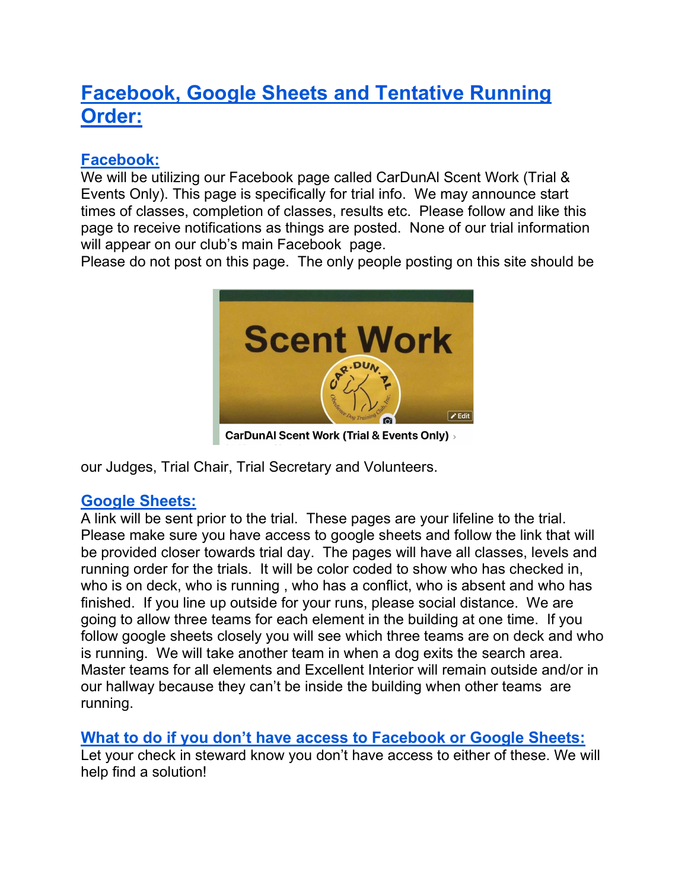# Facebook, Google Sheets and Tentative Running Order:

## Facebook:

We will be utilizing our Facebook page called CarDunAl Scent Work (Trial & Events Only). This page is specifically for trial info. We may announce start times of classes, completion of classes, results etc. Please follow and like this page to receive notifications as things are posted. None of our trial information will appear on our club's main Facebook page.

Please do not post on this page. The only people posting on this site should be our Judges, Trial Chair, Trial Secretary and Volunteers.

## Google Sheets:

A link will be sent prior to the trial. These pages are your lifeline to the trial. Please make sure you have access to google sheets and follow the link that will be provided closer towards trial day. The pages will have all classes, levels and running order for the trials. It will be color coded to show who has checked in, who is on deck, who is running , who has a conflict, who is absent and who has finished. If you line up outside for your runs, please social distance. We are going to allow three teams for each element in the building at one time. If you follow google sheets closely you will see which three teams are on deck and who is running. We will take another team in when a dog exits the search area. Master teams for all elements and Excellent Interior will remain outside and/or in our hallway because they can't be inside the building when other teams are running.

## What to do if you don't have access to Facebook or Google Sheets:

Let your check in steward know you don't have access to either of these. We will help find a solution!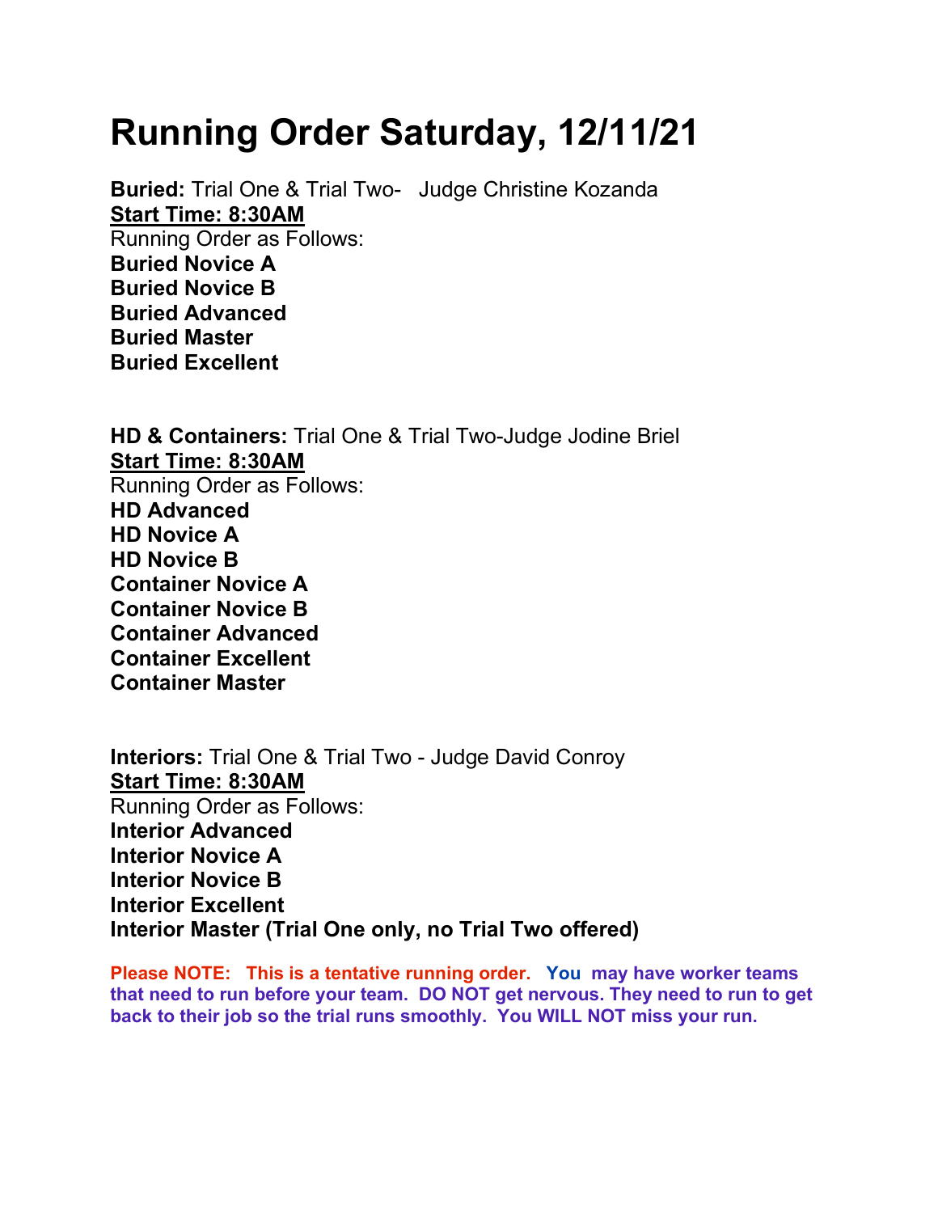# Running Order Saturday, 12/11/21

**Buried:** Trial One & Trial Two- Judge Christine Kozanda
**Start Time: 8:30AM**
Running Order as Follows:
**Buried Novice A**
**Buried Novice B**
**Buried Advanced**
**Buried Master**
**Buried Excellent**

**HD & Containers:** Trial One & Trial Two-Judge Jodine Briel
**Start Time: 8:30AM**
Running Order as Follows:
**HD Advanced**
**HD Novice A**
**HD Novice B**
**Container Novice A**
**Container Novice B**
**Container Advanced**
**Container Excellent**
**Container Master**

**Interiors:** Trial One & Trial Two - Judge David Conroy
**Start Time: 8:30AM**
Running Order as Follows:
**Interior Advanced**
**Interior Novice A**
**Interior Novice B**
**Interior Excellent**
**Interior Master (Trial One only, no Trial Two offered)**

**Please NOTE: This is a tentative running order. You may have worker teams that need to run before your team. DO NOT get nervous. They need to run to get back to their job so the trial runs smoothly. You WILL NOT miss your run.**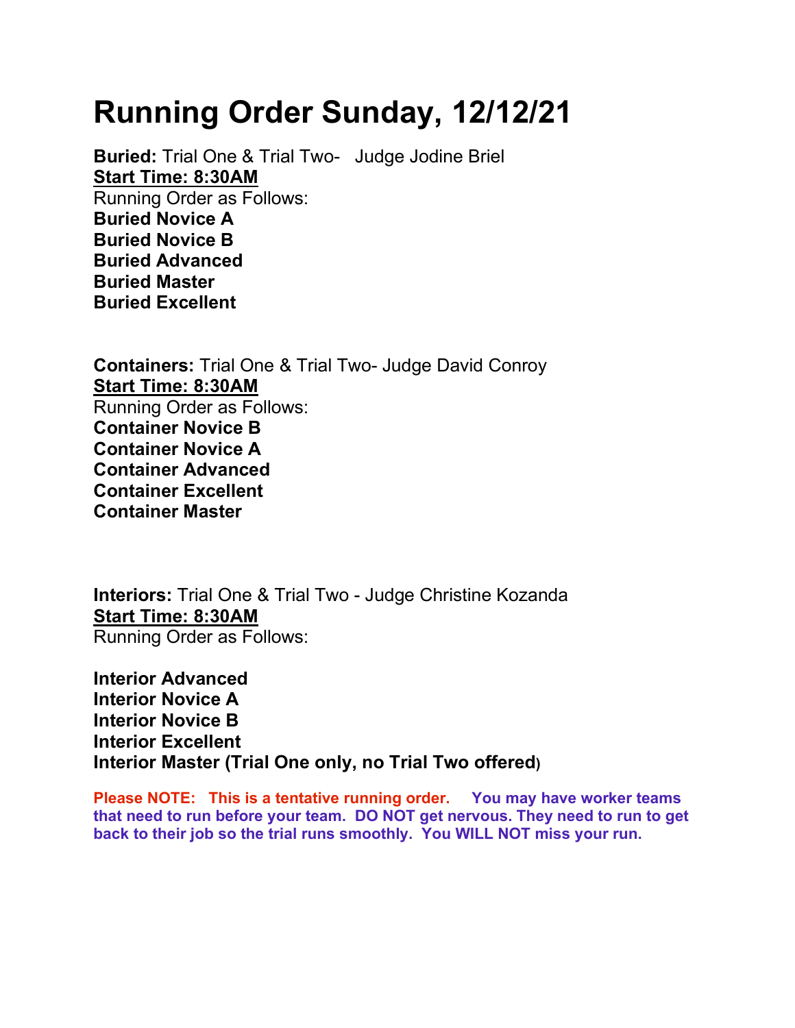# Running Order Sunday, 12/12/21

**Buried:** Trial One & Trial Two- Judge Jodine Briel
**Start Time: 8:30AM**
Running Order as Follows:
**Buried Novice A**
**Buried Novice B**
**Buried Advanced**
**Buried Master**
**Buried Excellent**

**Containers:** Trial One & Trial Two- Judge David Conroy
**Start Time: 8:30AM**
Running Order as Follows:
**Container Novice B**
**Container Novice A**
**Container Advanced**
**Container Excellent**
**Container Master**

**Interiors:** Trial One & Trial Two - Judge Christine Kozanda
**Start Time: 8:30AM**
Running Order as Follows:

**Interior Advanced**
**Interior Novice A**
**Interior Novice B**
**Interior Excellent**
**Interior Master (Trial One only, no Trial Two offered)**

**Please NOTE: This is a tentative running order. You may have worker teams that need to run before your team. DO NOT get nervous. They need to run to get back to their job so the trial runs smoothly. You WILL NOT miss your run.**